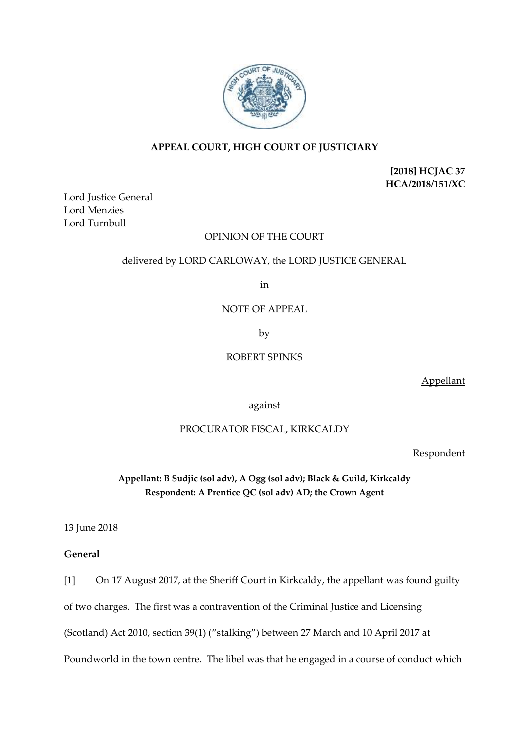**APPEAL COURT, HIGH COURT OF JUSTICIARY**

**[2018] HCJAC 37**
**HCA/2018/151/XC**

Lord Justice General
Lord Menzies
Lord Turnbull

OPINION OF THE COURT

delivered by LORD CARLOWAY, the LORD JUSTICE GENERAL

in

NOTE OF APPEAL

by

ROBERT SPINKS

Appellant

against

PROCURATOR FISCAL, KIRKCALDY

Respondent

**Appellant: B Sudjic (sol adv), A Ogg (sol adv); Black & Guild, Kirkcaldy**
**Respondent: A Prentice QC (sol adv) AD; the Crown Agent**

13 June 2018

**General**

[1] On 17 August 2017, at the Sheriff Court in Kirkcaldy, the appellant was found guilty of two charges. The first was a contravention of the Criminal Justice and Licensing (Scotland) Act 2010, section 39(1) ("stalking") between 27 March and 10 April 2017 at Poundworld in the town centre. The libel was that he engaged in a course of conduct which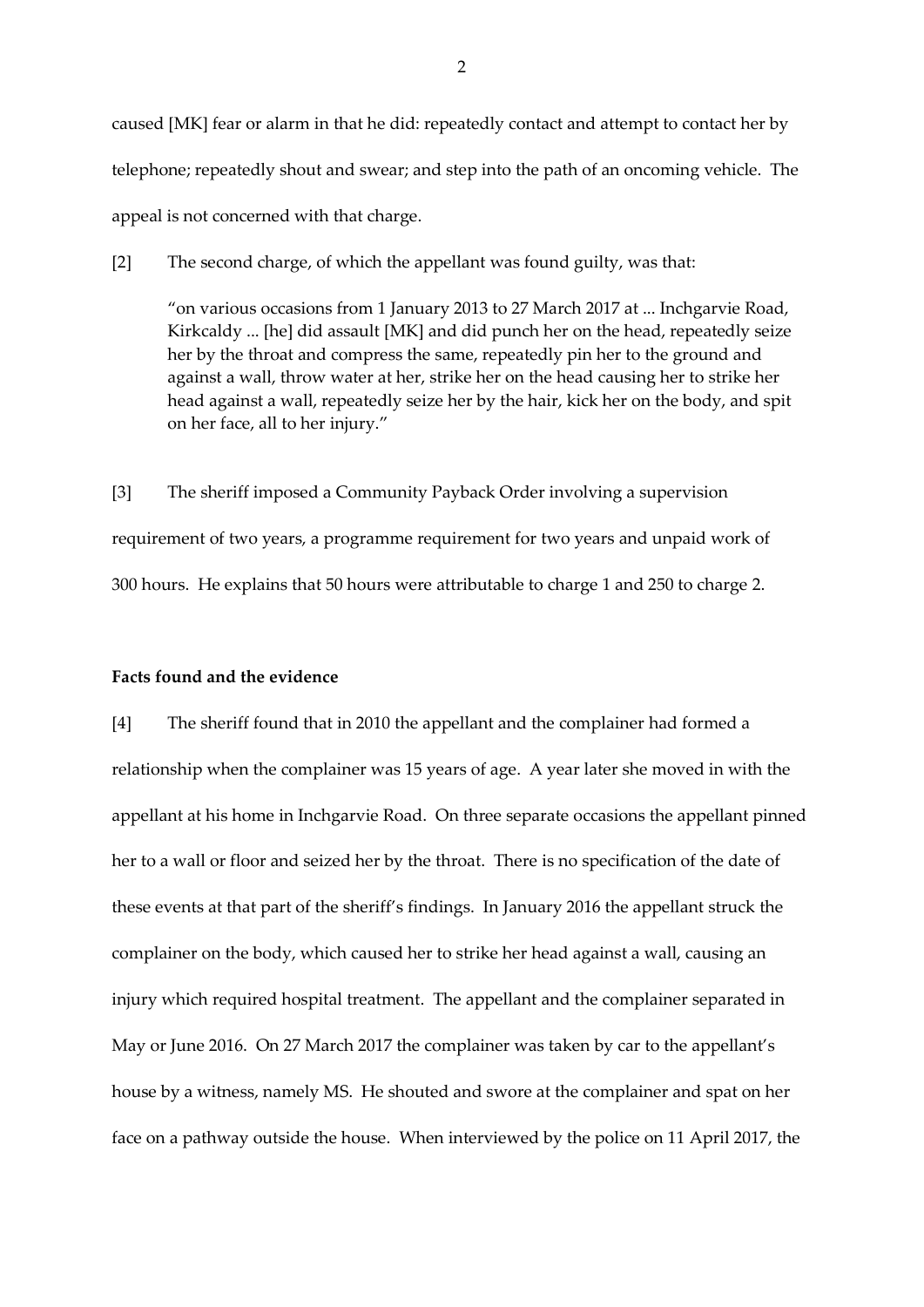caused [MK] fear or alarm in that he did: repeatedly contact and attempt to contact her by telephone; repeatedly shout and swear; and step into the path of an oncoming vehicle. The appeal is not concerned with that charge.

[2] The second charge, of which the appellant was found guilty, was that:

> "on various occasions from 1 January 2013 to 27 March 2017 at ... Inchgarvie Road, Kirkcaldy ... [he] did assault [MK] and did punch her on the head, repeatedly seize her by the throat and compress the same, repeatedly pin her to the ground and against a wall, throw water at her, strike her on the head causing her to strike her head against a wall, repeatedly seize her by the hair, kick her on the body, and spit on her face, all to her injury."

[3] The sheriff imposed a Community Payback Order involving a supervision requirement of two years, a programme requirement for two years and unpaid work of 300 hours. He explains that 50 hours were attributable to charge 1 and 250 to charge 2.

**Facts found and the evidence**

[4] The sheriff found that in 2010 the appellant and the complainer had formed a relationship when the complainer was 15 years of age. A year later she moved in with the appellant at his home in Inchgarvie Road. On three separate occasions the appellant pinned her to a wall or floor and seized her by the throat. There is no specification of the date of these events at that part of the sheriff's findings. In January 2016 the appellant struck the complainer on the body, which caused her to strike her head against a wall, causing an injury which required hospital treatment. The appellant and the complainer separated in May or June 2016. On 27 March 2017 the complainer was taken by car to the appellant's house by a witness, namely MS. He shouted and swore at the complainer and spat on her face on a pathway outside the house. When interviewed by the police on 11 April 2017, the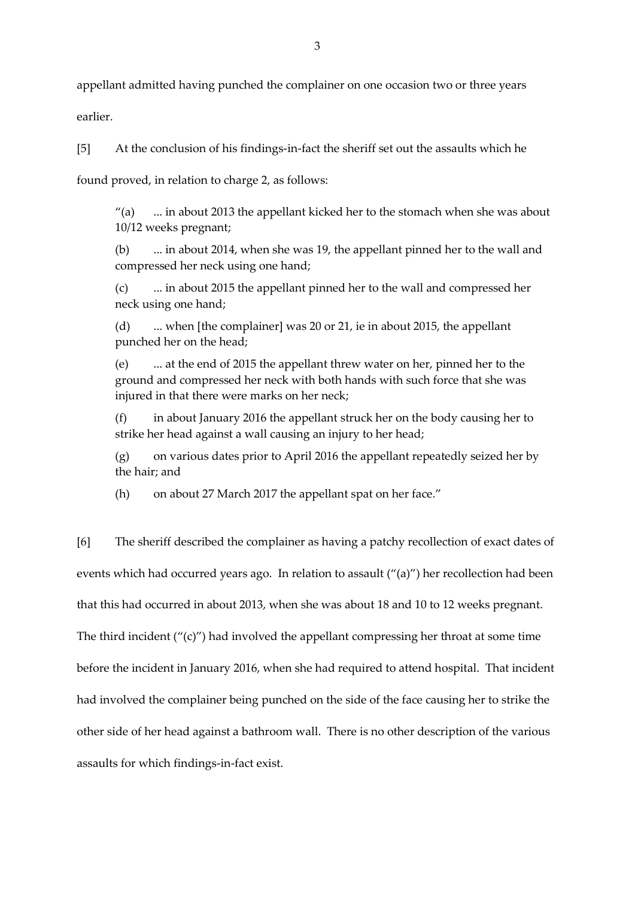appellant admitted having punched the complainer on one occasion two or three years earlier.

[5] At the conclusion of his findings-in-fact the sheriff set out the assaults which he found proved, in relation to charge 2, as follows:

> "(a) ... in about 2013 the appellant kicked her to the stomach when she was about 10/12 weeks pregnant;
>
> (b) ... in about 2014, when she was 19, the appellant pinned her to the wall and compressed her neck using one hand;
>
> (c) ... in about 2015 the appellant pinned her to the wall and compressed her neck using one hand;
>
> (d) ... when [the complainer] was 20 or 21, ie in about 2015, the appellant punched her on the head;
>
> (e) ... at the end of 2015 the appellant threw water on her, pinned her to the ground and compressed her neck with both hands with such force that she was injured in that there were marks on her neck;
>
> (f) in about January 2016 the appellant struck her on the body causing her to strike her head against a wall causing an injury to her head;
>
> (g) on various dates prior to April 2016 the appellant repeatedly seized her by the hair; and
>
> (h) on about 27 March 2017 the appellant spat on her face."

[6] The sheriff described the complainer as having a patchy recollection of exact dates of events which had occurred years ago. In relation to assault ("(a)") her recollection had been that this had occurred in about 2013, when she was about 18 and 10 to 12 weeks pregnant. The third incident ("(c)") had involved the appellant compressing her throat at some time before the incident in January 2016, when she had required to attend hospital. That incident had involved the complainer being punched on the side of the face causing her to strike the other side of her head against a bathroom wall. There is no other description of the various assaults for which findings-in-fact exist.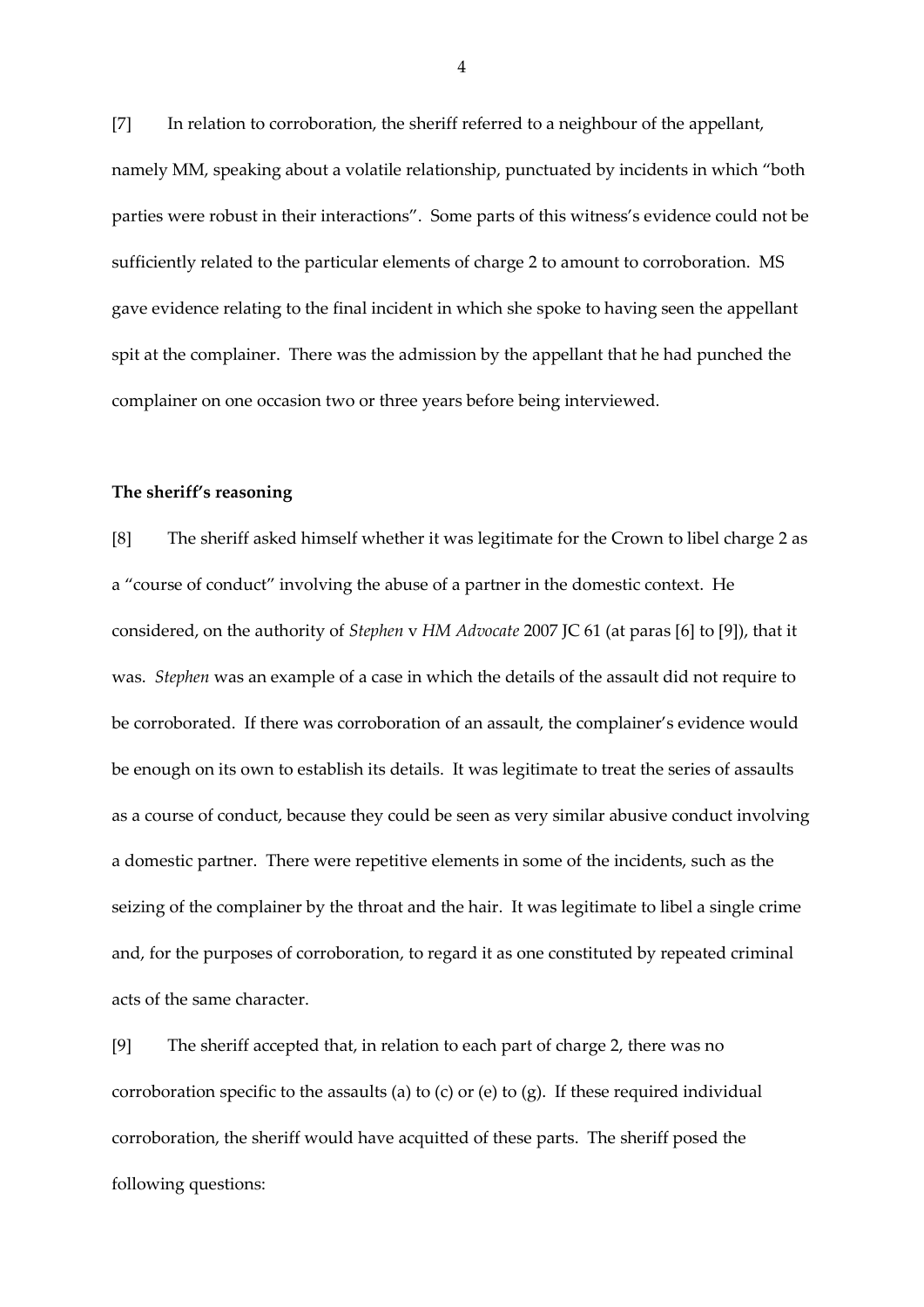[7] In relation to corroboration, the sheriff referred to a neighbour of the appellant, namely MM, speaking about a volatile relationship, punctuated by incidents in which "both parties were robust in their interactions". Some parts of this witness's evidence could not be sufficiently related to the particular elements of charge 2 to amount to corroboration. MS gave evidence relating to the final incident in which she spoke to having seen the appellant spit at the complainer. There was the admission by the appellant that he had punched the complainer on one occasion two or three years before being interviewed.

**The sheriff's reasoning**

[8] The sheriff asked himself whether it was legitimate for the Crown to libel charge 2 as a "course of conduct" involving the abuse of a partner in the domestic context. He considered, on the authority of *Stephen* v *HM Advocate* 2007 JC 61 (at paras [6] to [9]), that it was. *Stephen* was an example of a case in which the details of the assault did not require to be corroborated. If there was corroboration of an assault, the complainer's evidence would be enough on its own to establish its details. It was legitimate to treat the series of assaults as a course of conduct, because they could be seen as very similar abusive conduct involving a domestic partner. There were repetitive elements in some of the incidents, such as the seizing of the complainer by the throat and the hair. It was legitimate to libel a single crime and, for the purposes of corroboration, to regard it as one constituted by repeated criminal acts of the same character.

[9] The sheriff accepted that, in relation to each part of charge 2, there was no corroboration specific to the assaults (a) to (c) or (e) to (g). If these required individual corroboration, the sheriff would have acquitted of these parts. The sheriff posed the following questions: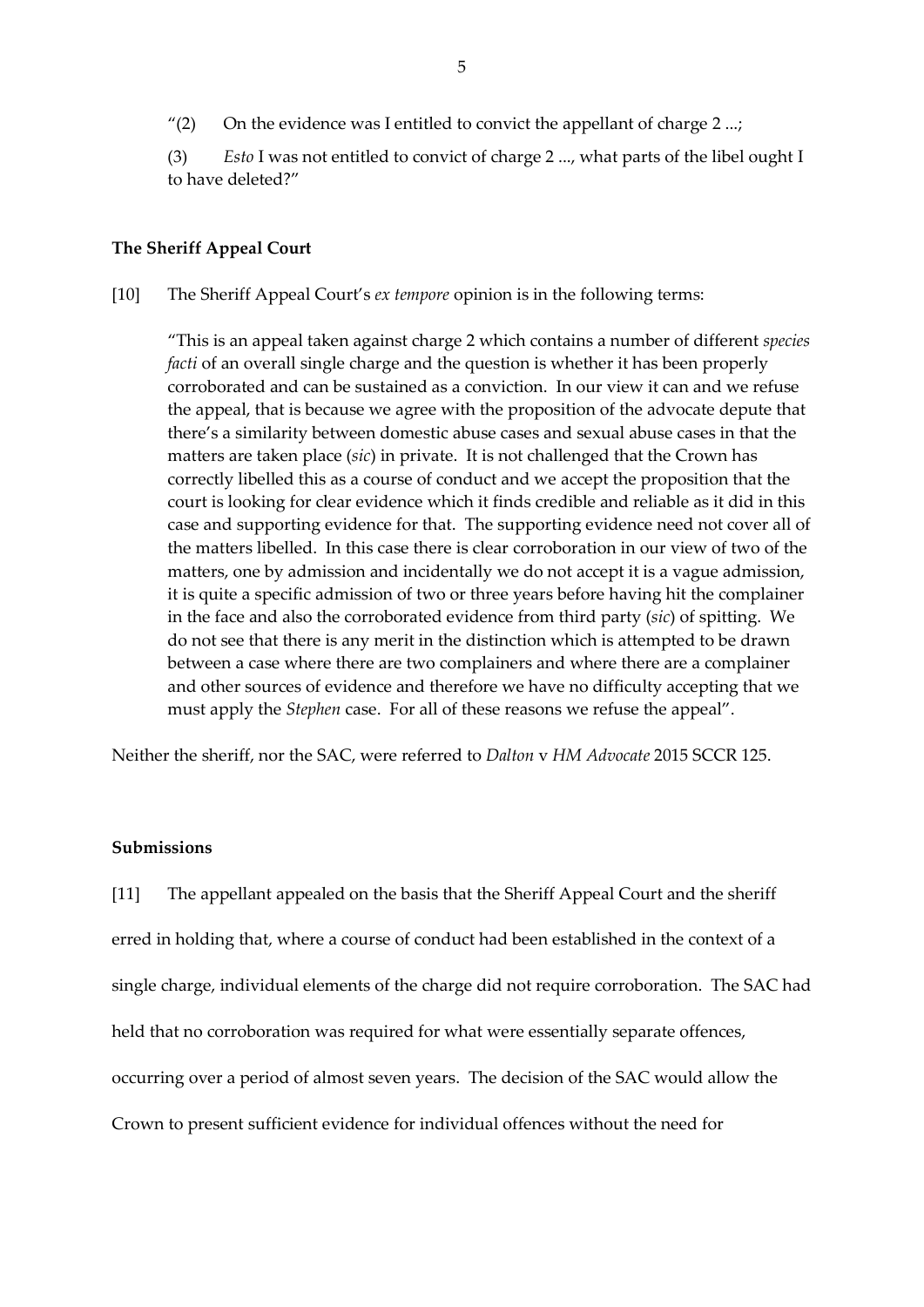"(2) On the evidence was I entitled to convict the appellant of charge 2 ...;

(3) *Esto* I was not entitled to convict of charge 2 ..., what parts of the libel ought I to have deleted?"

### The Sheriff Appeal Court

[10] The Sheriff Appeal Court's *ex tempore* opinion is in the following terms:

> "This is an appeal taken against charge 2 which contains a number of different *species facti* of an overall single charge and the question is whether it has been properly corroborated and can be sustained as a conviction. In our view it can and we refuse the appeal, that is because we agree with the proposition of the advocate depute that there's a similarity between domestic abuse cases and sexual abuse cases in that the matters are taken place (*sic*) in private. It is not challenged that the Crown has correctly libelled this as a course of conduct and we accept the proposition that the court is looking for clear evidence which it finds credible and reliable as it did in this case and supporting evidence for that. The supporting evidence need not cover all of the matters libelled. In this case there is clear corroboration in our view of two of the matters, one by admission and incidentally we do not accept it is a vague admission, it is quite a specific admission of two or three years before having hit the complainer in the face and also the corroborated evidence from third party (*sic*) of spitting. We do not see that there is any merit in the distinction which is attempted to be drawn between a case where there are two complainers and where there are a complainer and other sources of evidence and therefore we have no difficulty accepting that we must apply the *Stephen* case. For all of these reasons we refuse the appeal".

Neither the sheriff, nor the SAC, were referred to *Dalton* v *HM Advocate* 2015 SCCR 125.

### Submissions

[11] The appellant appealed on the basis that the Sheriff Appeal Court and the sheriff erred in holding that, where a course of conduct had been established in the context of a single charge, individual elements of the charge did not require corroboration. The SAC had held that no corroboration was required for what were essentially separate offences, occurring over a period of almost seven years. The decision of the SAC would allow the Crown to present sufficient evidence for individual offences without the need for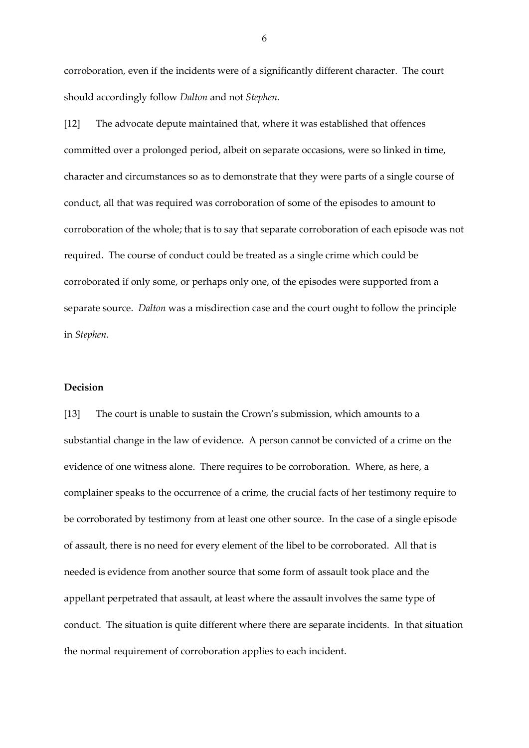corroboration, even if the incidents were of a significantly different character. The court should accordingly follow *Dalton* and not *Stephen*.

[12] The advocate depute maintained that, where it was established that offences committed over a prolonged period, albeit on separate occasions, were so linked in time, character and circumstances so as to demonstrate that they were parts of a single course of conduct, all that was required was corroboration of some of the episodes to amount to corroboration of the whole; that is to say that separate corroboration of each episode was not required. The course of conduct could be treated as a single crime which could be corroborated if only some, or perhaps only one, of the episodes were supported from a separate source. *Dalton* was a misdirection case and the court ought to follow the principle in *Stephen*.

## Decision

[13] The court is unable to sustain the Crown's submission, which amounts to a substantial change in the law of evidence. A person cannot be convicted of a crime on the evidence of one witness alone. There requires to be corroboration. Where, as here, a complainer speaks to the occurrence of a crime, the crucial facts of her testimony require to be corroborated by testimony from at least one other source. In the case of a single episode of assault, there is no need for every element of the libel to be corroborated. All that is needed is evidence from another source that some form of assault took place and the appellant perpetrated that assault, at least where the assault involves the same type of conduct. The situation is quite different where there are separate incidents. In that situation the normal requirement of corroboration applies to each incident.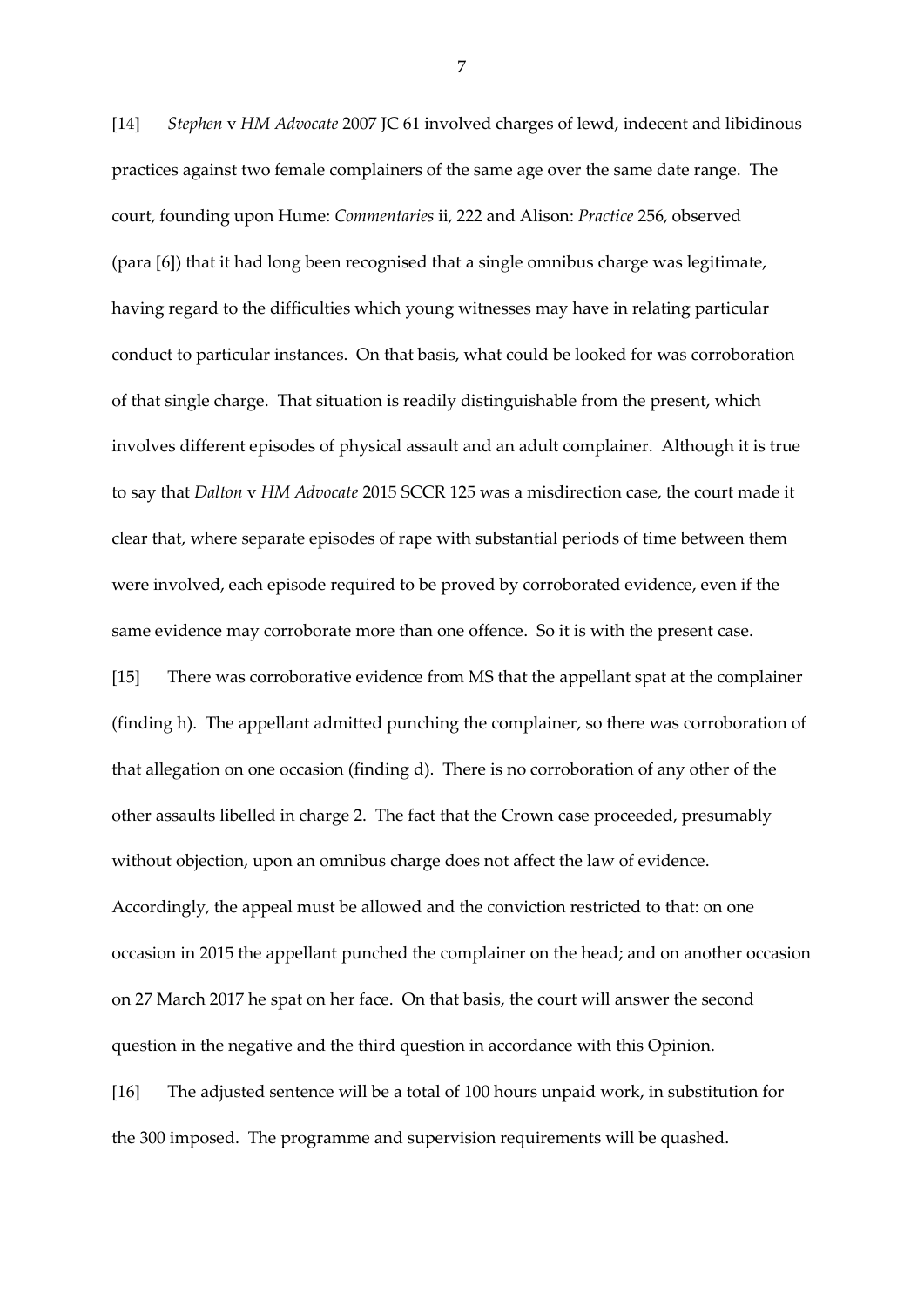[14] *Stephen* v *HM Advocate* 2007 JC 61 involved charges of lewd, indecent and libidinous practices against two female complainers of the same age over the same date range. The court, founding upon Hume: *Commentaries* ii, 222 and Alison: *Practice* 256, observed (para [6]) that it had long been recognised that a single omnibus charge was legitimate, having regard to the difficulties which young witnesses may have in relating particular conduct to particular instances. On that basis, what could be looked for was corroboration of that single charge. That situation is readily distinguishable from the present, which involves different episodes of physical assault and an adult complainer. Although it is true to say that *Dalton* v *HM Advocate* 2015 SCCR 125 was a misdirection case, the court made it clear that, where separate episodes of rape with substantial periods of time between them were involved, each episode required to be proved by corroborated evidence, even if the same evidence may corroborate more than one offence. So it is with the present case.

[15] There was corroborative evidence from MS that the appellant spat at the complainer (finding h). The appellant admitted punching the complainer, so there was corroboration of that allegation on one occasion (finding d). There is no corroboration of any other of the other assaults libelled in charge 2. The fact that the Crown case proceeded, presumably without objection, upon an omnibus charge does not affect the law of evidence. Accordingly, the appeal must be allowed and the conviction restricted to that: on one occasion in 2015 the appellant punched the complainer on the head; and on another occasion on 27 March 2017 he spat on her face. On that basis, the court will answer the second question in the negative and the third question in accordance with this Opinion.

[16] The adjusted sentence will be a total of 100 hours unpaid work, in substitution for the 300 imposed. The programme and supervision requirements will be quashed.